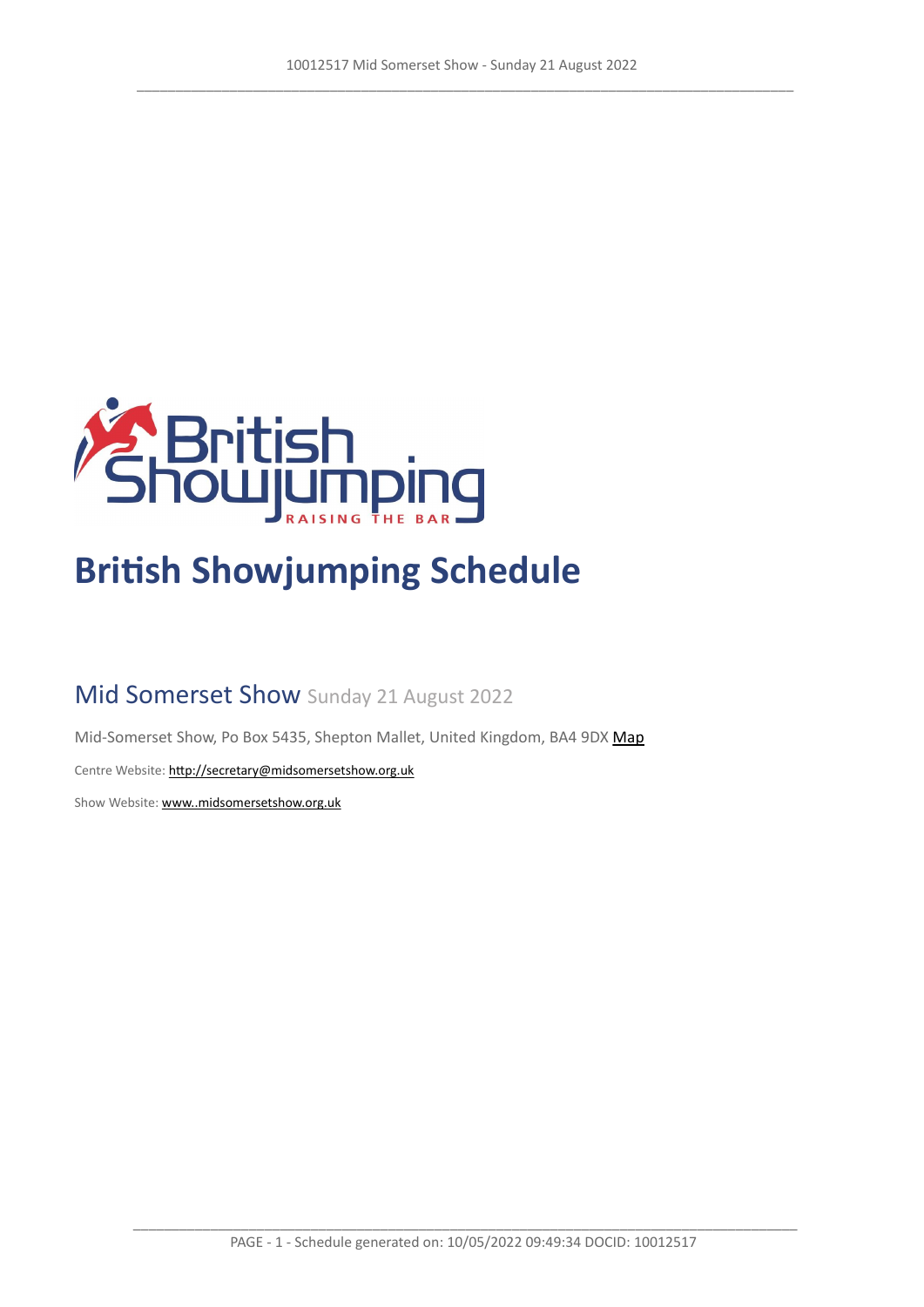# British Showjumping Schedule

## Mid Somerset Show Sunday 21 August 2022

Mid-Somerset Show, Po Box 5435, Shepton Mallet, United Kingdom, BA4 9DX Map

Centre Website: http://secretary@midsomersetshow.org.uk

Show Website: www..midsomersetshow.org.uk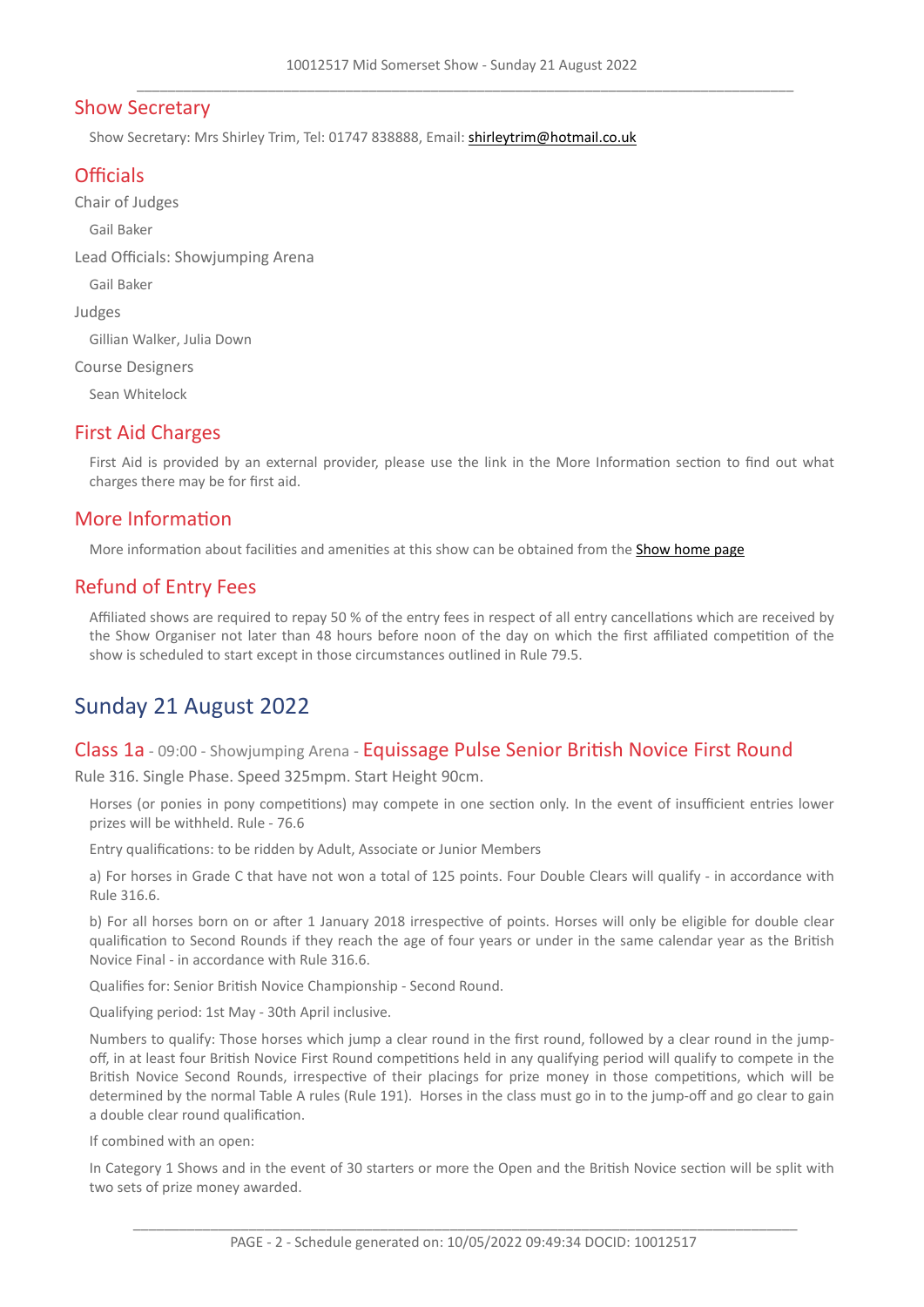## Show Secretary

Show Secretary: Mrs Shirley Trim, Tel: 01747 838888, Email: shirleytrim@hotmail.co.uk

## Officials

Chair of Judges

Gail Baker

Lead Officials: Showjumping Arena

Gail Baker

Judges

Gillian Walker, Julia Down

Course Designers

Sean Whitelock

## First Aid Charges

First Aid is provided by an external provider, please use the link in the More Information section to find out what charges there may be for first aid.

## More Information

More information about facilities and amenities at this show can be obtained from the Show home page

## Refund of Entry Fees

Affiliated shows are required to repay 50 % of the entry fees in respect of all entry cancellations which are received by the Show Organiser not later than 48 hours before noon of the day on which the first affiliated competition of the show is scheduled to start except in those circumstances outlined in Rule 79.5.

# Sunday 21 August 2022

### Class 1a - 09:00 - Showjumping Arena - Equissage Pulse Senior British Novice First Round

Rule 316. Single Phase. Speed 325mpm. Start Height 90cm.

Horses (or ponies in pony competitions) may compete in one section only. In the event of insufficient entries lower prizes will be withheld. Rule - 76.6

Entry qualifications: to be ridden by Adult, Associate or Junior Members

a) For horses in Grade C that have not won a total of 125 points. Four Double Clears will qualify - in accordance with Rule 316.6.

b) For all horses born on or after 1 January 2018 irrespective of points. Horses will only be eligible for double clear qualification to Second Rounds if they reach the age of four years or under in the same calendar year as the British Novice Final - in accordance with Rule 316.6.

Qualifies for: Senior British Novice Championship - Second Round.

Qualifying period: 1st May - 30th April inclusive.

Numbers to qualify: Those horses which jump a clear round in the first round, followed by a clear round in the jump-off, in at least four British Novice First Round competitions held in any qualifying period will qualify to compete in the British Novice Second Rounds, irrespective of their placings for prize money in those competitions, which will be determined by the normal Table A rules (Rule 191). Horses in the class must go in to the jump-off and go clear to gain a double clear round qualification.

If combined with an open:

In Category 1 Shows and in the event of 30 starters or more the Open and the British Novice section will be split with two sets of prize money awarded.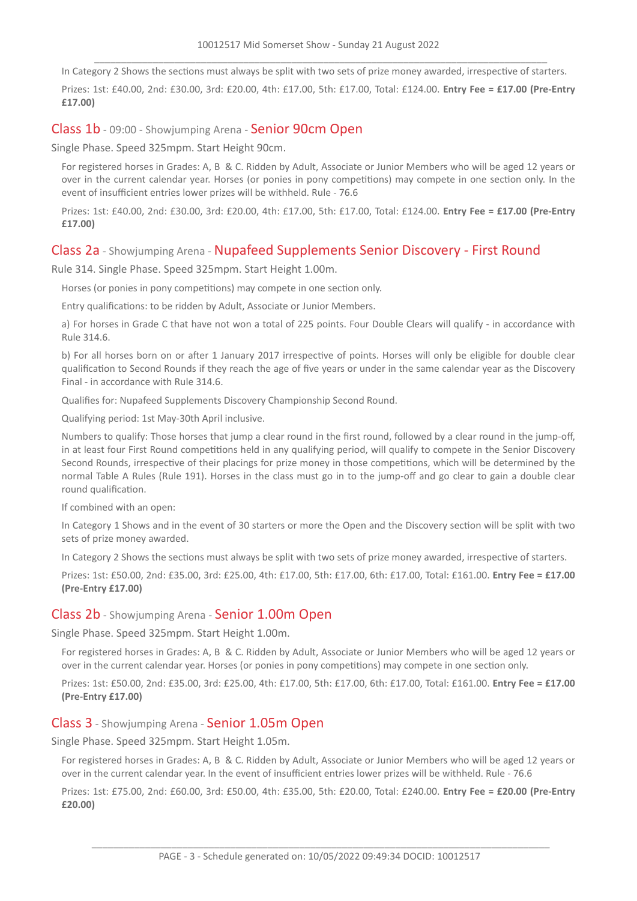In Category 2 Shows the sections must always be split with two sets of prize money awarded, irrespective of starters.

Prizes: 1st: £40.00, 2nd: £30.00, 3rd: £20.00, 4th: £17.00, 5th: £17.00, Total: £124.00. **Entry Fee = £17.00 (Pre-Entry £17.00)**

## Class 1b - 09:00 - Showjumping Arena - Senior 90cm Open

Single Phase. Speed 325mpm. Start Height 90cm.

For registered horses in Grades: A, B & C. Ridden by Adult, Associate or Junior Members who will be aged 12 years or over in the current calendar year. Horses (or ponies in pony competitions) may compete in one section only. In the event of insufficient entries lower prizes will be withheld. Rule - 76.6

Prizes: 1st: £40.00, 2nd: £30.00, 3rd: £20.00, 4th: £17.00, 5th: £17.00, Total: £124.00. **Entry Fee = £17.00 (Pre-Entry £17.00)**

## Class 2a - Showjumping Arena - Nupafeed Supplements Senior Discovery - First Round

Rule 314. Single Phase. Speed 325mpm. Start Height 1.00m.

Horses (or ponies in pony competitions) may compete in one section only.

Entry qualifications: to be ridden by Adult, Associate or Junior Members.

a) For horses in Grade C that have not won a total of 225 points. Four Double Clears will qualify - in accordance with Rule 314.6.

b) For all horses born on or after 1 January 2017 irrespective of points. Horses will only be eligible for double clear qualification to Second Rounds if they reach the age of five years or under in the same calendar year as the Discovery Final - in accordance with Rule 314.6.

Qualifies for: Nupafeed Supplements Discovery Championship Second Round.

Qualifying period: 1st May-30th April inclusive.

Numbers to qualify: Those horses that jump a clear round in the first round, followed by a clear round in the jump-off, in at least four First Round competitions held in any qualifying period, will qualify to compete in the Senior Discovery Second Rounds, irrespective of their placings for prize money in those competitions, which will be determined by the normal Table A Rules (Rule 191). Horses in the class must go in to the jump-off and go clear to gain a double clear round qualification.

If combined with an open:

In Category 1 Shows and in the event of 30 starters or more the Open and the Discovery section will be split with two sets of prize money awarded.

In Category 2 Shows the sections must always be split with two sets of prize money awarded, irrespective of starters.

Prizes: 1st: £50.00, 2nd: £35.00, 3rd: £25.00, 4th: £17.00, 5th: £17.00, 6th: £17.00, Total: £161.00. **Entry Fee = £17.00 (Pre-Entry £17.00)**

## Class 2b - Showjumping Arena - Senior 1.00m Open

Single Phase. Speed 325mpm. Start Height 1.00m.

For registered horses in Grades: A, B & C. Ridden by Adult, Associate or Junior Members who will be aged 12 years or over in the current calendar year. Horses (or ponies in pony competitions) may compete in one section only.

Prizes: 1st: £50.00, 2nd: £35.00, 3rd: £25.00, 4th: £17.00, 5th: £17.00, 6th: £17.00, Total: £161.00. **Entry Fee = £17.00 (Pre-Entry £17.00)**

## Class 3 - Showjumping Arena - Senior 1.05m Open

Single Phase. Speed 325mpm. Start Height 1.05m.

For registered horses in Grades: A, B & C. Ridden by Adult, Associate or Junior Members who will be aged 12 years or over in the current calendar year. In the event of insufficient entries lower prizes will be withheld. Rule - 76.6

Prizes: 1st: £75.00, 2nd: £60.00, 3rd: £50.00, 4th: £35.00, 5th: £20.00, Total: £240.00. **Entry Fee = £20.00 (Pre-Entry £20.00)**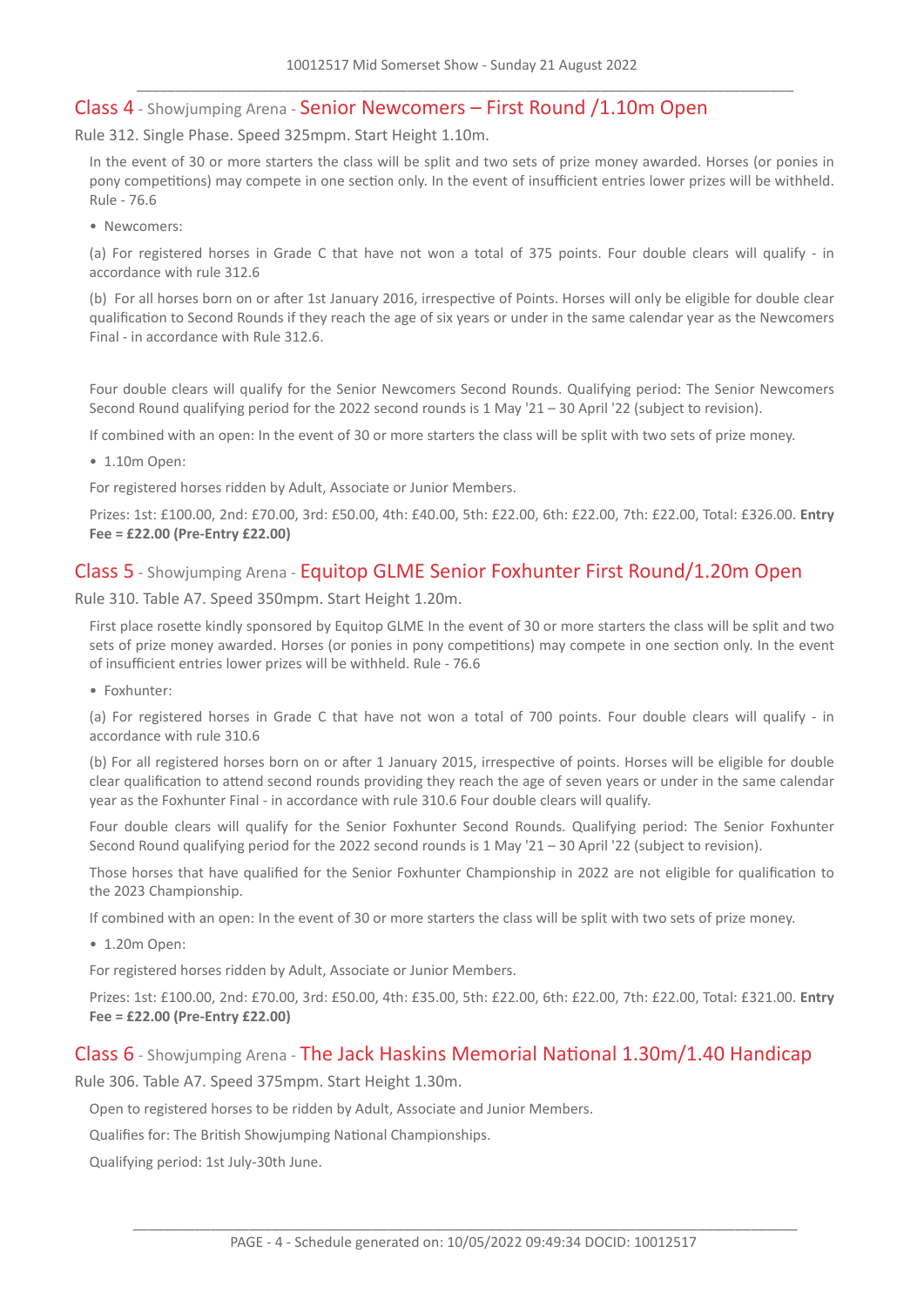## Class 4 - Showjumping Arena - Senior Newcomers – First Round /1.10m Open

Rule 312. Single Phase. Speed 325mpm. Start Height 1.10m.

In the event of 30 or more starters the class will be split and two sets of prize money awarded. Horses (or ponies in pony competitions) may compete in one section only. In the event of insufficient entries lower prizes will be withheld. Rule - 76.6

- Newcomers:

(a) For registered horses in Grade C that have not won a total of 375 points. Four double clears will qualify - in accordance with rule 312.6

(b) For all horses born on or after 1st January 2016, irrespective of Points. Horses will only be eligible for double clear qualification to Second Rounds if they reach the age of six years or under in the same calendar year as the Newcomers Final - in accordance with Rule 312.6.

Four double clears will qualify for the Senior Newcomers Second Rounds. Qualifying period: The Senior Newcomers Second Round qualifying period for the 2022 second rounds is 1 May '21 – 30 April '22 (subject to revision).

If combined with an open: In the event of 30 or more starters the class will be split with two sets of prize money.

- 1.10m Open:

For registered horses ridden by Adult, Associate or Junior Members.

Prizes: 1st: £100.00, 2nd: £70.00, 3rd: £50.00, 4th: £40.00, 5th: £22.00, 6th: £22.00, 7th: £22.00, Total: £326.00. **Entry Fee = £22.00 (Pre-Entry £22.00)**

## Class 5 - Showjumping Arena - Equitop GLME Senior Foxhunter First Round/1.20m Open

Rule 310. Table A7. Speed 350mpm. Start Height 1.20m.

First place rosette kindly sponsored by Equitop GLME In the event of 30 or more starters the class will be split and two sets of prize money awarded. Horses (or ponies in pony competitions) may compete in one section only. In the event of insufficient entries lower prizes will be withheld. Rule - 76.6

- Foxhunter:

(a) For registered horses in Grade C that have not won a total of 700 points. Four double clears will qualify - in accordance with rule 310.6

(b) For all registered horses born on or after 1 January 2015, irrespective of points. Horses will be eligible for double clear qualification to attend second rounds providing they reach the age of seven years or under in the same calendar year as the Foxhunter Final - in accordance with rule 310.6 Four double clears will qualify.

Four double clears will qualify for the Senior Foxhunter Second Rounds. Qualifying period: The Senior Foxhunter Second Round qualifying period for the 2022 second rounds is 1 May '21 – 30 April '22 (subject to revision).

Those horses that have qualified for the Senior Foxhunter Championship in 2022 are not eligible for qualification to the 2023 Championship.

If combined with an open: In the event of 30 or more starters the class will be split with two sets of prize money.

- 1.20m Open:

For registered horses ridden by Adult, Associate or Junior Members.

Prizes: 1st: £100.00, 2nd: £70.00, 3rd: £50.00, 4th: £35.00, 5th: £22.00, 6th: £22.00, 7th: £22.00, Total: £321.00. **Entry Fee = £22.00 (Pre-Entry £22.00)**

## Class 6 - Showjumping Arena - The Jack Haskins Memorial National 1.30m/1.40 Handicap

Rule 306. Table A7. Speed 375mpm. Start Height 1.30m.

Open to registered horses to be ridden by Adult, Associate and Junior Members.

Qualifies for: The British Showjumping National Championships.

Qualifying period: 1st July-30th June.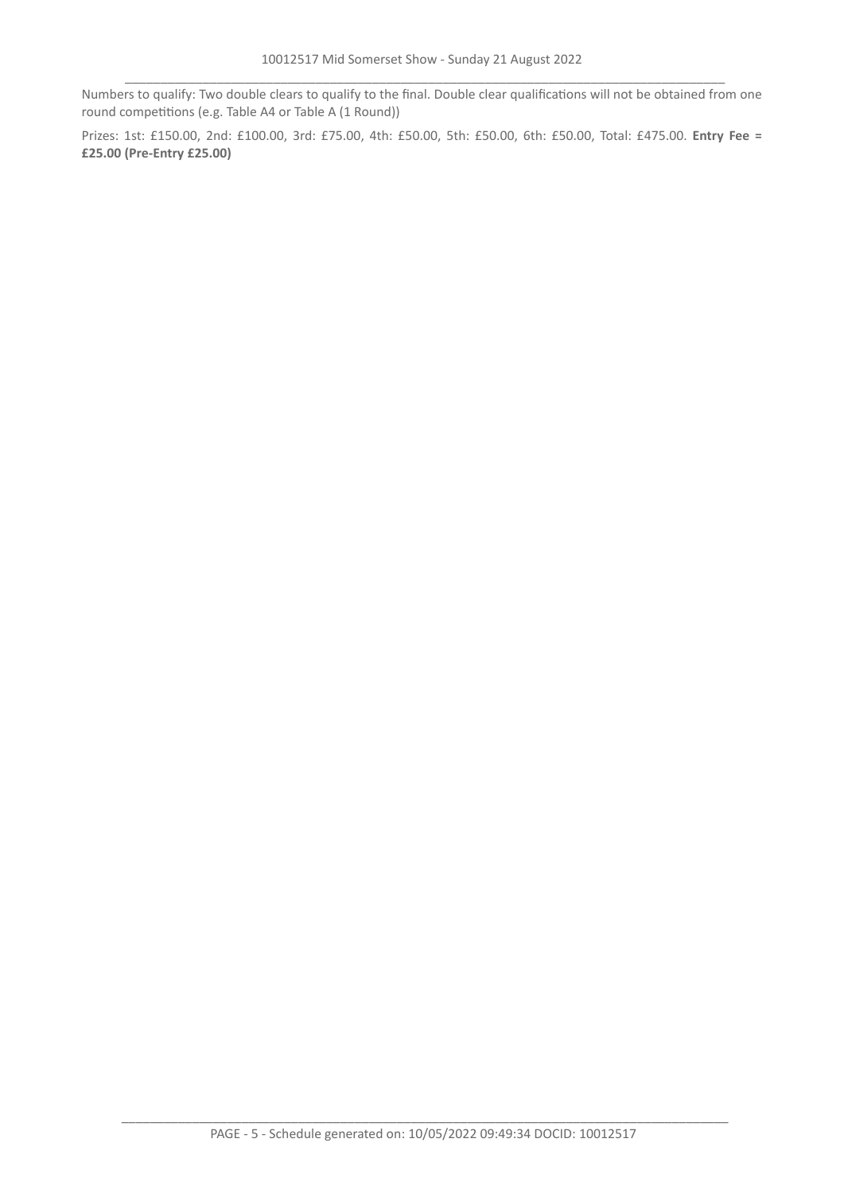Numbers to qualify: Two double clears to qualify to the final. Double clear qualifications will not be obtained from one round competitions (e.g. Table A4 or Table A (1 Round))

Prizes: 1st: £150.00, 2nd: £100.00, 3rd: £75.00, 4th: £50.00, 5th: £50.00, 6th: £50.00, Total: £475.00. **Entry Fee = £25.00 (Pre-Entry £25.00)**